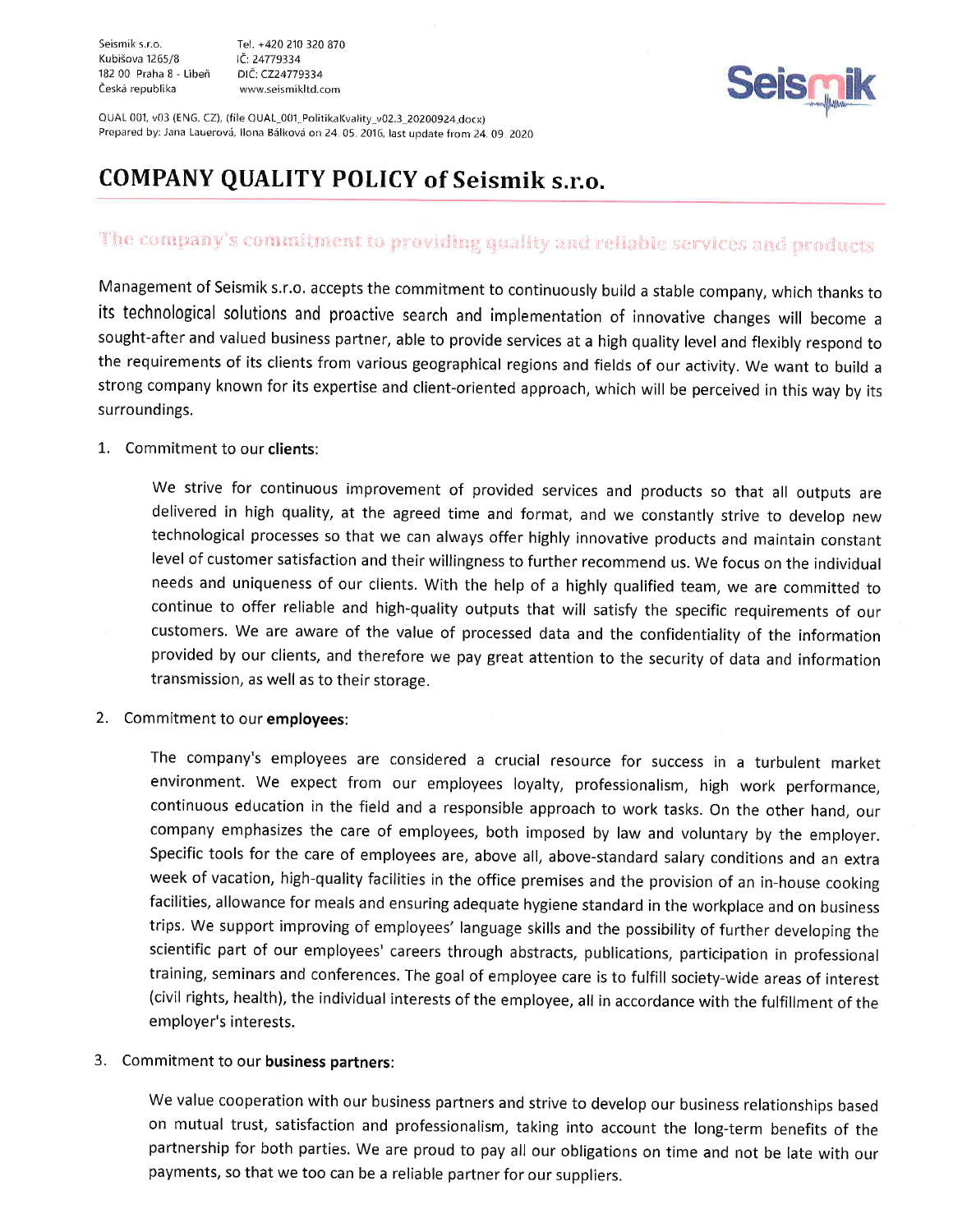Seismik s.r.o.
Kubišova 1265/8
182 00 Praha 8 - Libeň
Česká republika

Tel. +420 210 320 870
IČ: 24779334
DIČ: CZ24779334
www.seismikltd.com

QUAL 001, v03 (ENG, CZ), (file QUAL_001_PolitikaKvality_v02.3_20200924.docx)
Prepared by: Jana Lauerová, Ilona Bálková on 24. 05. 2016, last update from 24. 09. 2020

# COMPANY QUALITY POLICY of Seismik s.r.o.

## The company's commitment to providing quality and reliable services and products

Management of Seismik s.r.o. accepts the commitment to continuously build a stable company, which thanks to its technological solutions and proactive search and implementation of innovative changes will become a sought-after and valued business partner, able to provide services at a high quality level and flexibly respond to the requirements of its clients from various geographical regions and fields of our activity. We want to build a strong company known for its expertise and client-oriented approach, which will be perceived in this way by its surroundings.

1. Commitment to our **clients**:

   We strive for continuous improvement of provided services and products so that all outputs are delivered in high quality, at the agreed time and format, and we constantly strive to develop new technological processes so that we can always offer highly innovative products and maintain constant level of customer satisfaction and their willingness to further recommend us. We focus on the individual needs and uniqueness of our clients. With the help of a highly qualified team, we are committed to continue to offer reliable and high-quality outputs that will satisfy the specific requirements of our customers. We are aware of the value of processed data and the confidentiality of the information provided by our clients, and therefore we pay great attention to the security of data and information transmission, as well as to their storage.

2. Commitment to our **employees**:

   The company's employees are considered a crucial resource for success in a turbulent market environment. We expect from our employees loyalty, professionalism, high work performance, continuous education in the field and a responsible approach to work tasks. On the other hand, our company emphasizes the care of employees, both imposed by law and voluntary by the employer. Specific tools for the care of employees are, above all, above-standard salary conditions and an extra week of vacation, high-quality facilities in the office premises and the provision of an in-house cooking facilities, allowance for meals and ensuring adequate hygiene standard in the workplace and on business trips. We support improving of employees' language skills and the possibility of further developing the scientific part of our employees' careers through abstracts, publications, participation in professional training, seminars and conferences. The goal of employee care is to fulfill society-wide areas of interest (civil rights, health), the individual interests of the employee, all in accordance with the fulfillment of the employer's interests.

3. Commitment to our **business partners**:

   We value cooperation with our business partners and strive to develop our business relationships based on mutual trust, satisfaction and professionalism, taking into account the long-term benefits of the partnership for both parties. We are proud to pay all our obligations on time and not be late with our payments, so that we too can be a reliable partner for our suppliers.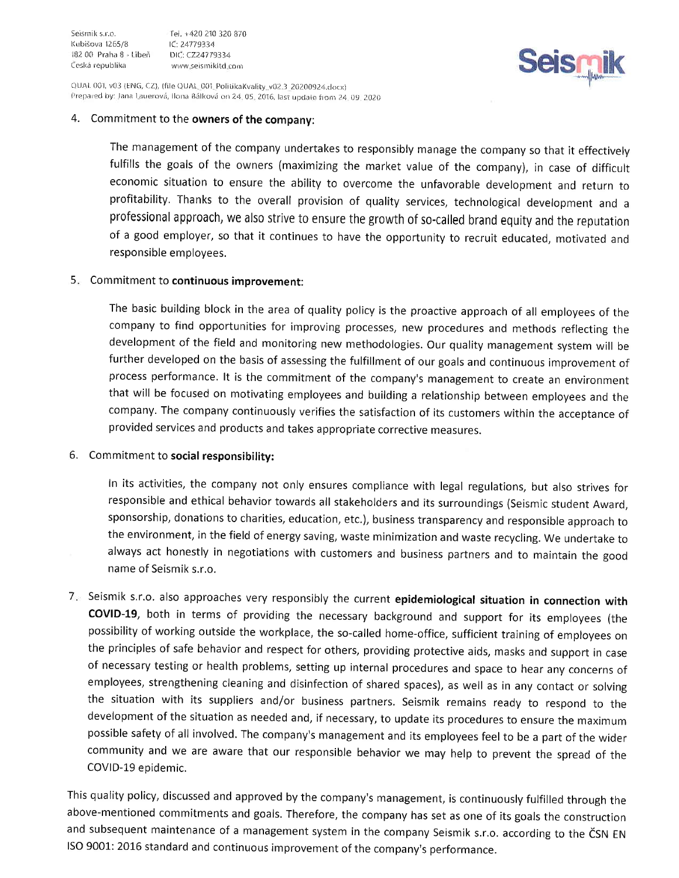4. Commitment to the **owners of the company**:

   The management of the company undertakes to responsibly manage the company so that it effectively fulfills the goals of the owners (maximizing the market value of the company), in case of difficult economic situation to ensure the ability to overcome the unfavorable development and return to profitability. Thanks to the overall provision of quality services, technological development and a professional approach, we also strive to ensure the growth of so-called brand equity and the reputation of a good employer, so that it continues to have the opportunity to recruit educated, motivated and responsible employees.

5. Commitment to **continuous improvement**:

   The basic building block in the area of quality policy is the proactive approach of all employees of the company to find opportunities for improving processes, new procedures and methods reflecting the development of the field and monitoring new methodologies. Our quality management system will be further developed on the basis of assessing the fulfillment of our goals and continuous improvement of process performance. It is the commitment of the company's management to create an environment that will be focused on motivating employees and building a relationship between employees and the company. The company continuously verifies the satisfaction of its customers within the acceptance of provided services and products and takes appropriate corrective measures.

6. Commitment to **social responsibility:**

   In its activities, the company not only ensures compliance with legal regulations, but also strives for responsible and ethical behavior towards all stakeholders and its surroundings (Seismic student Award, sponsorship, donations to charities, education, etc.), business transparency and responsible approach to the environment, in the field of energy saving, waste minimization and waste recycling. We undertake to always act honestly in negotiations with customers and business partners and to maintain the good name of Seismik s.r.o.

7. Seismik s.r.o. also approaches very responsibly the current **epidemiological situation in connection with COVID-19**, both in terms of providing the necessary background and support for its employees (the possibility of working outside the workplace, the so-called home-office, sufficient training of employees on the principles of safe behavior and respect for others, providing protective aids, masks and support in case of necessary testing or health problems, setting up internal procedures and space to hear any concerns of employees, strengthening cleaning and disinfection of shared spaces), as well as in any contact or solving the situation with its suppliers and/or business partners. Seismik remains ready to respond to the development of the situation as needed and, if necessary, to update its procedures to ensure the maximum possible safety of all involved. The company's management and its employees feel to be a part of the wider community and we are aware that our responsible behavior we may help to prevent the spread of the COVID-19 epidemic.

This quality policy, discussed and approved by the company's management, is continuously fulfilled through the above-mentioned commitments and goals. Therefore, the company has set as one of its goals the construction and subsequent maintenance of a management system in the company Seismik s.r.o. according to the ČSN EN ISO 9001: 2016 standard and continuous improvement of the company's performance.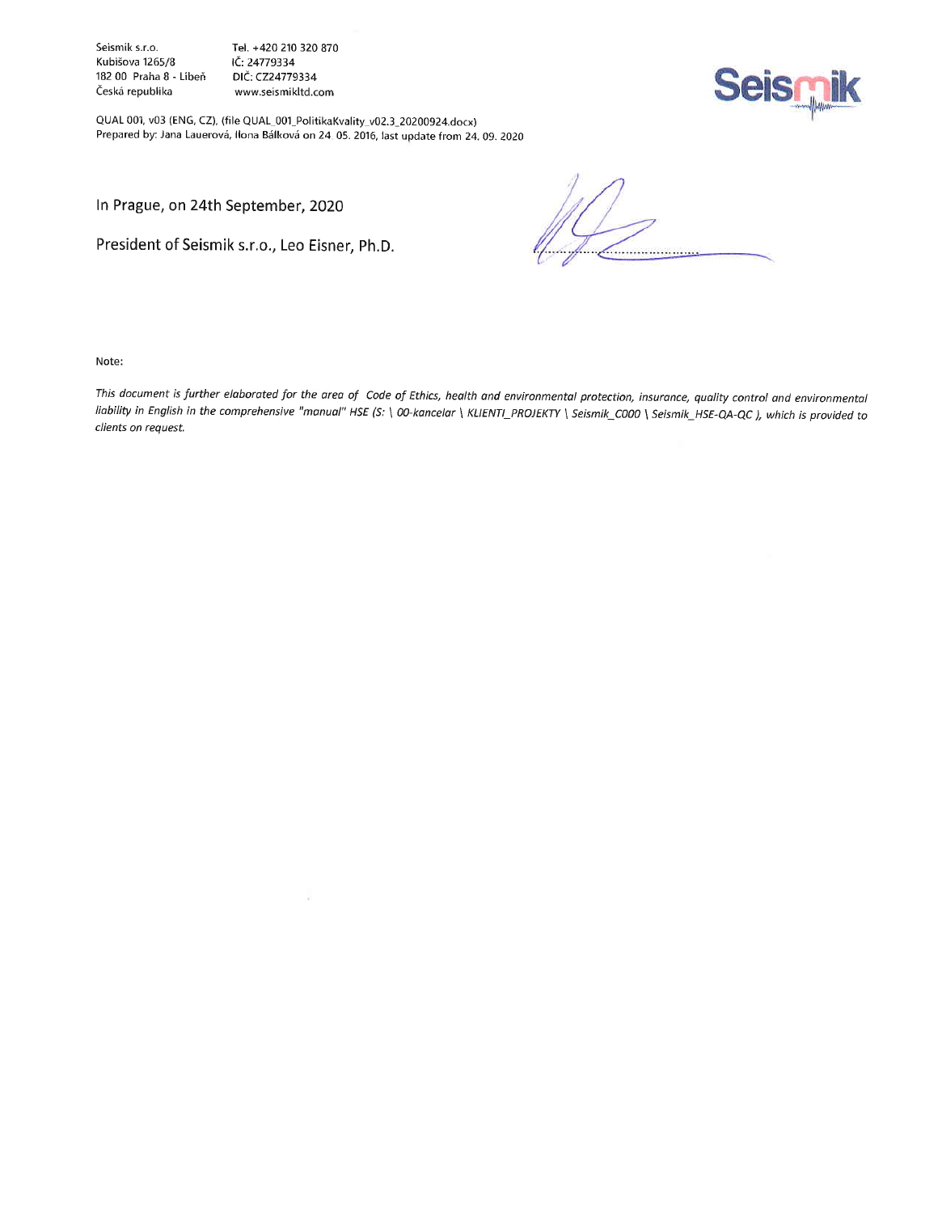Seismik s.r.o.
Kubišova 1265/8
182 00 Praha 8 - Libeň
Česká republika

Tel. +420 210 320 870
IČ: 24779334
DIČ: CZ24779334
www.seismikltd.com

QUAL 001, v03 (ENG, CZ), (file QUAL_001_PolitikaKvality_v02.3_20200924.docx)
Prepared by: Jana Lauerová, Ilona Bálková on 24. 05. 2016, last update from 24. 09. 2020

In Prague, on 24th September, 2020

President of Seismik s.r.o., Leo Eisner, Ph.D.

Note:

*This document is further elaborated for the area of Code of Ethics, health and environmental protection, insurance, quality control and environmental liability in English in the comprehensive "manual" HSE (S: \ 00-kancelar \ KLIENTI_PROJEKTY \ Seismik_C000 \ Seismik_HSE-QA-QC ), which is provided to clients on request.*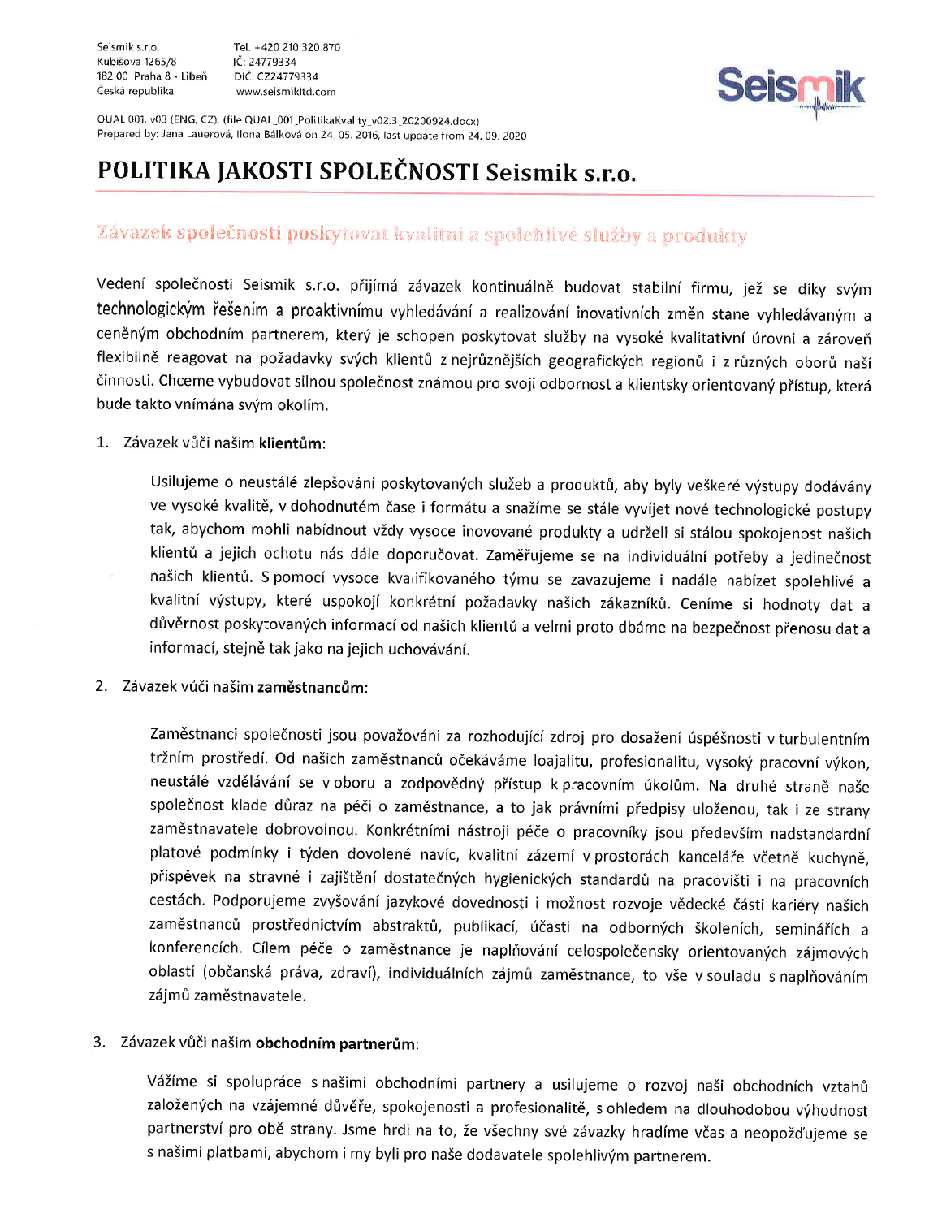# POLITIKA JAKOSTI SPOLEČNOSTI Seismik s.r.o.

## Závazek společnosti poskytovat kvalitní a spolehlivé služby a produkty

Vedení společnosti Seismik s.r.o. přijímá závazek kontinuálně budovat stabilní firmu, jež se díky svým technologickým řešením a proaktivnímu vyhledávání a realizování inovativních změn stane vyhledávaným a ceněným obchodním partnerem, který je schopen poskytovat služby na vysoké kvalitativní úrovni a zároveň flexibilně reagovat na požadavky svých klientů z nejrůznějších geografických regionů i z různých oborů naší činnosti. Chceme vybudovat silnou společnost známou pro svoji odbornost a klientsky orientovaný přístup, která bude takto vnímána svým okolím.

1. Závazek vůči našim **klientům**:

   Usilujeme o neustálé zlepšování poskytovaných služeb a produktů, aby byly veškeré výstupy dodávány ve vysoké kvalitě, v dohodnutém čase i formátu a snažíme se stále vyvíjet nové technologické postupy tak, abychom mohli nabídnout vždy vysoce inovované produkty a udrželi si stálou spokojenost našich klientů a jejich ochotu nás dále doporučovat. Zaměřujeme se na individuální potřeby a jedinečnost našich klientů. S pomocí vysoce kvalifikovaného týmu se zavazujeme i nadále nabízet spolehlivé a kvalitní výstupy, které uspokojí konkrétní požadavky našich zákazníků. Ceníme si hodnoty dat a důvěrnost poskytovaných informací od našich klientů a velmi proto dbáme na bezpečnost přenosu dat a informací, stejně tak jako na jejich uchovávání.

2. Závazek vůči našim **zaměstnancům**:

   Zaměstnanci společnosti jsou považováni za rozhodující zdroj pro dosažení úspěšnosti v turbulentním tržním prostředí. Od našich zaměstnanců očekáváme loajalitu, profesionalitu, vysoký pracovní výkon, neustálé vzdělávání se v oboru a zodpovědný přístup k pracovním úkolům. Na druhé straně naše společnost klade důraz na péči o zaměstnance, a to jak právními předpisy uloženou, tak i ze strany zaměstnavatele dobrovolnou. Konkrétními nástroji péče o pracovníky jsou především nadstandardní platové podmínky i týden dovolené navíc, kvalitní zázemí v prostorách kanceláře včetně kuchyně, příspěvek na stravné i zajištění dostatečných hygienických standardů na pracovišti i na pracovních cestách. Podporujeme zvyšování jazykové dovednosti i možnost rozvoje vědecké části kariéry našich zaměstnanců prostřednictvím abstraktů, publikací, účasti na odborných školeních, seminářích a konferencích. Cílem péče o zaměstnance je naplňování celospolečensky orientovaných zájmových oblastí (občanská práva, zdraví), individuálních zájmů zaměstnance, to vše v souladu s naplňováním zájmů zaměstnavatele.

3. Závazek vůči našim **obchodním partnerům**:

   Vážíme si spolupráce s našimi obchodními partnery a usilujeme o rozvoj naši obchodních vztahů založených na vzájemné důvěře, spokojenosti a profesionalitě, s ohledem na dlouhodobou výhodnost partnerství pro obě strany. Jsme hrdi na to, že všechny své závazky hradíme včas a neopožďujeme se s našimi platbami, abychom i my byli pro naše dodavatele spolehlivým partnerem.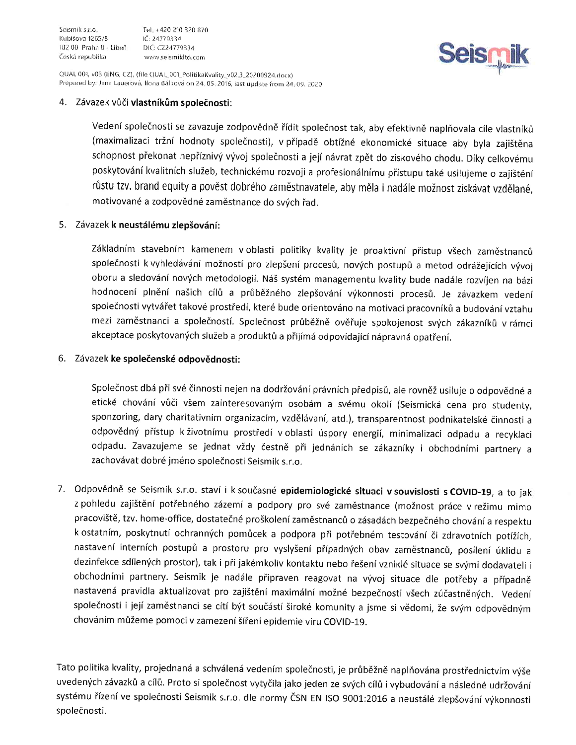4. Závazek vůči **vlastníkům společnosti**:

   Vedení společnosti se zavazuje zodpovědně řídit společnost tak, aby efektivně naplňovala cíle vlastníků (maximalizaci tržní hodnoty společnosti), v případě obtížné ekonomické situace aby byla zajištěna schopnost překonat nepříznivý vývoj společnosti a její návrat zpět do ziskového chodu. Díky celkovému poskytování kvalitních služeb, technickému rozvoji a profesionálnímu přístupu také usilujeme o zajištění růstu tzv. brand equity a pověst dobrého zaměstnavatele, aby měla i nadále možnost získávat vzdělané, motivované a zodpovědné zaměstnance do svých řad.

5. Závazek **k neustálému zlepšování:**

   Základním stavebním kamenem v oblasti politiky kvality je proaktivní přístup všech zaměstnanců společnosti k vyhledávání možností pro zlepšení procesů, nových postupů a metod odrážejících vývoj oboru a sledování nových metodologií. Náš systém managementu kvality bude nadále rozvíjen na bázi hodnocení plnění našich cílů a průběžného zlepšování výkonnosti procesů. Je závazkem vedení společnosti vytvářet takové prostředí, které bude orientováno na motivaci pracovníků a budování vztahu mezi zaměstnanci a společností. Společnost průběžně ověřuje spokojenost svých zákazníků v rámci akceptace poskytovaných služeb a produktů a přijímá odpovídající nápravná opatření.

6. Závazek **ke společenské odpovědnosti:**

   Společnost dbá při své činnosti nejen na dodržování právních předpisů, ale rovněž usiluje o odpovědné a etické chování vůči všem zainteresovaným osobám a svému okolí (Seismická cena pro studenty, sponzoring, dary charitativním organizacím, vzdělávání, atd.), transparentnost podnikatelské činnosti a odpovědný přístup k životnímu prostředí v oblasti úspory energií, minimalizaci odpadu a recyklaci odpadu. Zavazujeme se jednat vždy čestně při jednáních se zákazníky i obchodními partnery a zachovávat dobré jméno společnosti Seismik s.r.o.

7. Odpovědně se Seismik s.r.o. staví i k současné **epidemiologické situaci v souvislosti s COVID-19**, a to jak z pohledu zajištění potřebného zázemí a podpory pro své zaměstnance (možnost práce v režimu mimo pracoviště, tzv. home-office, dostatečné proškolení zaměstnanců o zásadách bezpečného chování a respektu k ostatním, poskytnutí ochranných pomůcek a podpora při potřebném testování či zdravotních potížích, nastavení interních postupů a prostoru pro vyslyšení případných obav zaměstnanců, posílení úklidu a dezinfekce sdílených prostor), tak i při jakémkoliv kontaktu nebo řešení vzniklé situace se svými dodavateli i obchodními partnery. Seismik je nadále připraven reagovat na vývoj situace dle potřeby a případně nastavená pravidla aktualizovat pro zajištění maximální možné bezpečnosti všech zúčastněných. Vedení společnosti i její zaměstnanci se cítí být součástí široké komunity a jsme si vědomi, že svým odpovědným chováním můžeme pomoci v zamezení šíření epidemie viru COVID-19.

Tato politika kvality, projednaná a schválená vedením společnosti, je průběžně naplňována prostřednictvím výše uvedených závazků a cílů. Proto si společnost vytyčila jako jeden ze svých cílů i vybudování a následné udržování systému řízení ve společnosti Seismik s.r.o. dle normy ČSN EN ISO 9001:2016 a neustálé zlepšování výkonnosti společnosti.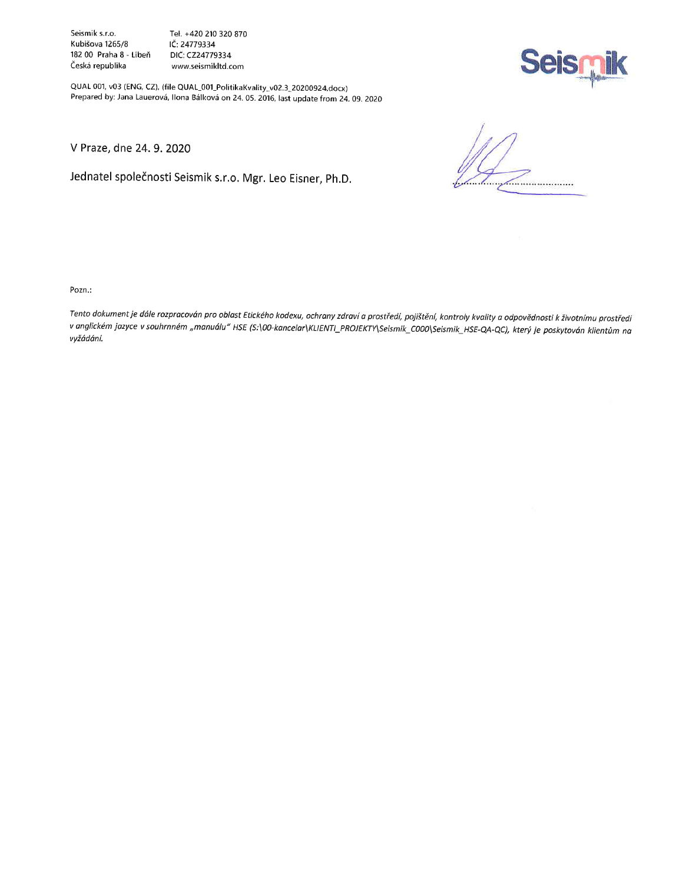Seismik s.r.o.
Kubišova 1265/8
182 00 Praha 8 - Libeň
Česká republika

Tel. +420 210 320 870
IČ: 24779334
DIČ: CZ24779334
www.seismikltd.com

QUAL 001, v03 (ENG, CZ), (file QUAL_001_PolitikaKvality_v02.3_20200924.docx)
Prepared by: Jana Lauerová, Ilona Bálková on 24. 05. 2016, last update from 24. 09. 2020

V Praze, dne 24. 9. 2020

Jednatel společnosti Seismik s.r.o. Mgr. Leo Eisner, Ph.D.

.............................................

Pozn.:

*Tento dokument je dále rozpracován pro oblast Etického kodexu, ochrany zdraví a prostředí, pojištění, kontroly kvality a odpovědnosti k životnímu prostředí v anglickém jazyce v souhrnném „manuálu" HSE (S:\00-kancelar\KLIENTI_PROJEKTY\Seismik_C000\Seismik_HSE-QA-QC), který je poskytován klientům na vyžádání.*